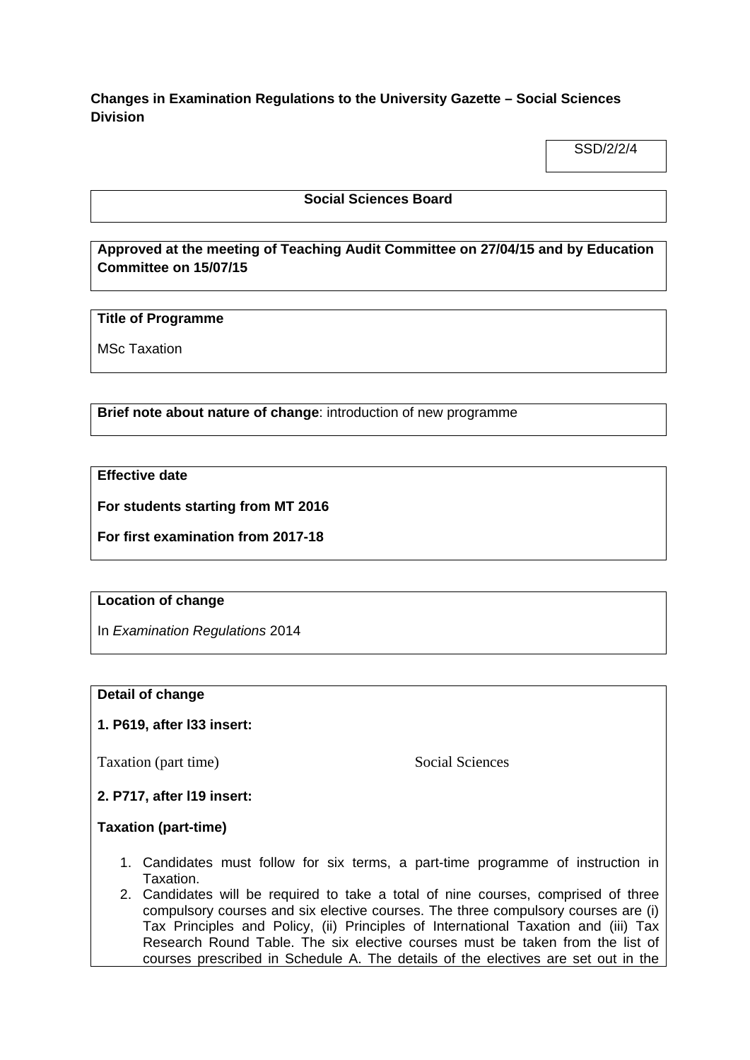**Changes in Examination Regulations to the University Gazette – Social Sciences Division**

SSD/2/2/4

**Social Sciences Board**

**Approved at the meeting of Teaching Audit Committee on 27/04/15 and by Education Committee on 15/07/15**

**Title of Programme**

MSc Taxation

**Brief note about nature of change**: introduction of new programme

**Effective date**

**For students starting from MT 2016**

**For first examination from 2017-18**

**Location of change**

In *Examination Regulations* 2014

**Detail of change**

**1. P619, after l33 insert:**

Taxation (part time) Social Sciences

**2. P717, after l19 insert:**

**Taxation (part-time)**

1. Candidates must follow for six terms, a part-time programme of instruction in Taxation.
2. Candidates will be required to take a total of nine courses, comprised of three compulsory courses and six elective courses. The three compulsory courses are (i) Tax Principles and Policy, (ii) Principles of International Taxation and (iii) Tax Research Round Table. The six elective courses must be taken from the list of courses prescribed in Schedule A. The details of the electives are set out in the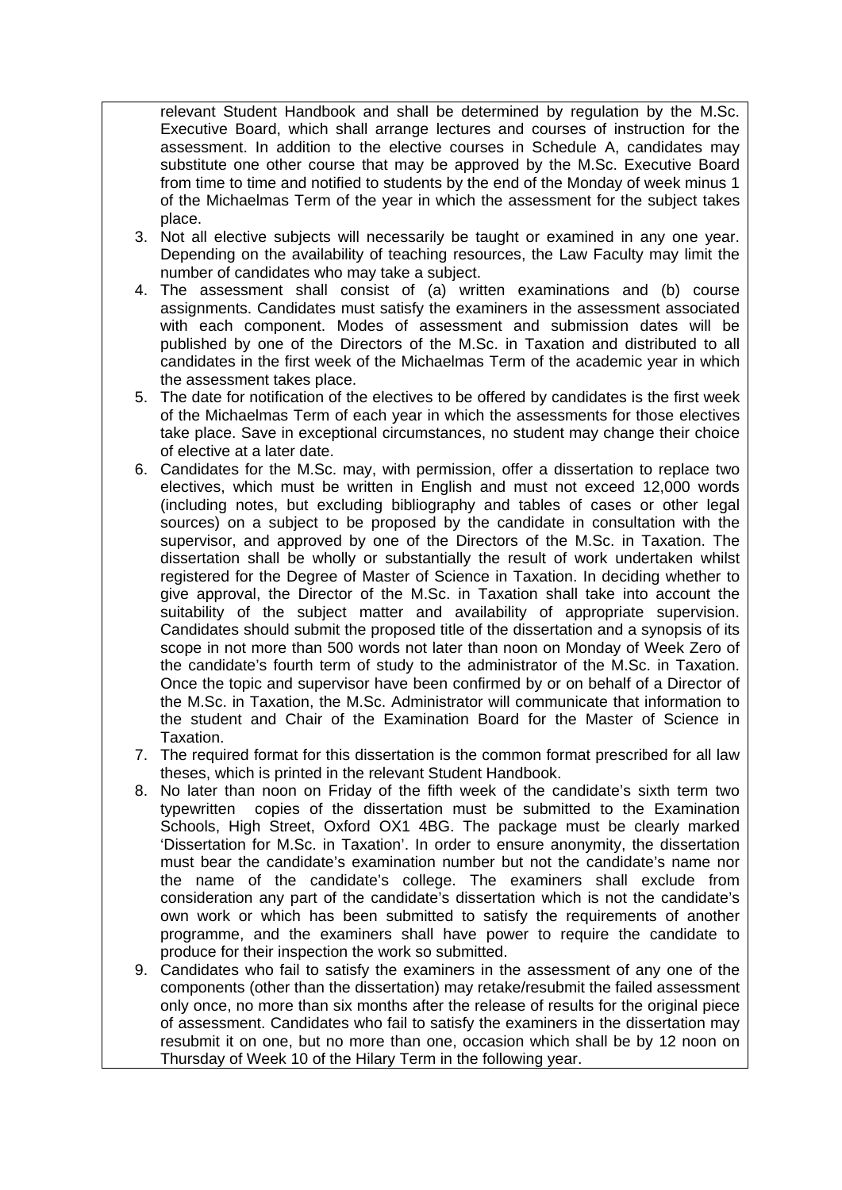relevant Student Handbook and shall be determined by regulation by the M.Sc. Executive Board, which shall arrange lectures and courses of instruction for the assessment. In addition to the elective courses in Schedule A, candidates may substitute one other course that may be approved by the M.Sc. Executive Board from time to time and notified to students by the end of the Monday of week minus 1 of the Michaelmas Term of the year in which the assessment for the subject takes place.

3. Not all elective subjects will necessarily be taught or examined in any one year. Depending on the availability of teaching resources, the Law Faculty may limit the number of candidates who may take a subject.
4. The assessment shall consist of (a) written examinations and (b) course assignments. Candidates must satisfy the examiners in the assessment associated with each component. Modes of assessment and submission dates will be published by one of the Directors of the M.Sc. in Taxation and distributed to all candidates in the first week of the Michaelmas Term of the academic year in which the assessment takes place.
5. The date for notification of the electives to be offered by candidates is the first week of the Michaelmas Term of each year in which the assessments for those electives take place. Save in exceptional circumstances, no student may change their choice of elective at a later date.
6. Candidates for the M.Sc. may, with permission, offer a dissertation to replace two electives, which must be written in English and must not exceed 12,000 words (including notes, but excluding bibliography and tables of cases or other legal sources) on a subject to be proposed by the candidate in consultation with the supervisor, and approved by one of the Directors of the M.Sc. in Taxation. The dissertation shall be wholly or substantially the result of work undertaken whilst registered for the Degree of Master of Science in Taxation. In deciding whether to give approval, the Director of the M.Sc. in Taxation shall take into account the suitability of the subject matter and availability of appropriate supervision. Candidates should submit the proposed title of the dissertation and a synopsis of its scope in not more than 500 words not later than noon on Monday of Week Zero of the candidate's fourth term of study to the administrator of the M.Sc. in Taxation. Once the topic and supervisor have been confirmed by or on behalf of a Director of the M.Sc. in Taxation, the M.Sc. Administrator will communicate that information to the student and Chair of the Examination Board for the Master of Science in Taxation.
7. The required format for this dissertation is the common format prescribed for all law theses, which is printed in the relevant Student Handbook.
8. No later than noon on Friday of the fifth week of the candidate's sixth term two typewritten copies of the dissertation must be submitted to the Examination Schools, High Street, Oxford OX1 4BG. The package must be clearly marked 'Dissertation for M.Sc. in Taxation'. In order to ensure anonymity, the dissertation must bear the candidate's examination number but not the candidate's name nor the name of the candidate's college. The examiners shall exclude from consideration any part of the candidate's dissertation which is not the candidate's own work or which has been submitted to satisfy the requirements of another programme, and the examiners shall have power to require the candidate to produce for their inspection the work so submitted.
9. Candidates who fail to satisfy the examiners in the assessment of any one of the components (other than the dissertation) may retake/resubmit the failed assessment only once, no more than six months after the release of results for the original piece of assessment. Candidates who fail to satisfy the examiners in the dissertation may resubmit it on one, but no more than one, occasion which shall be by 12 noon on Thursday of Week 10 of the Hilary Term in the following year.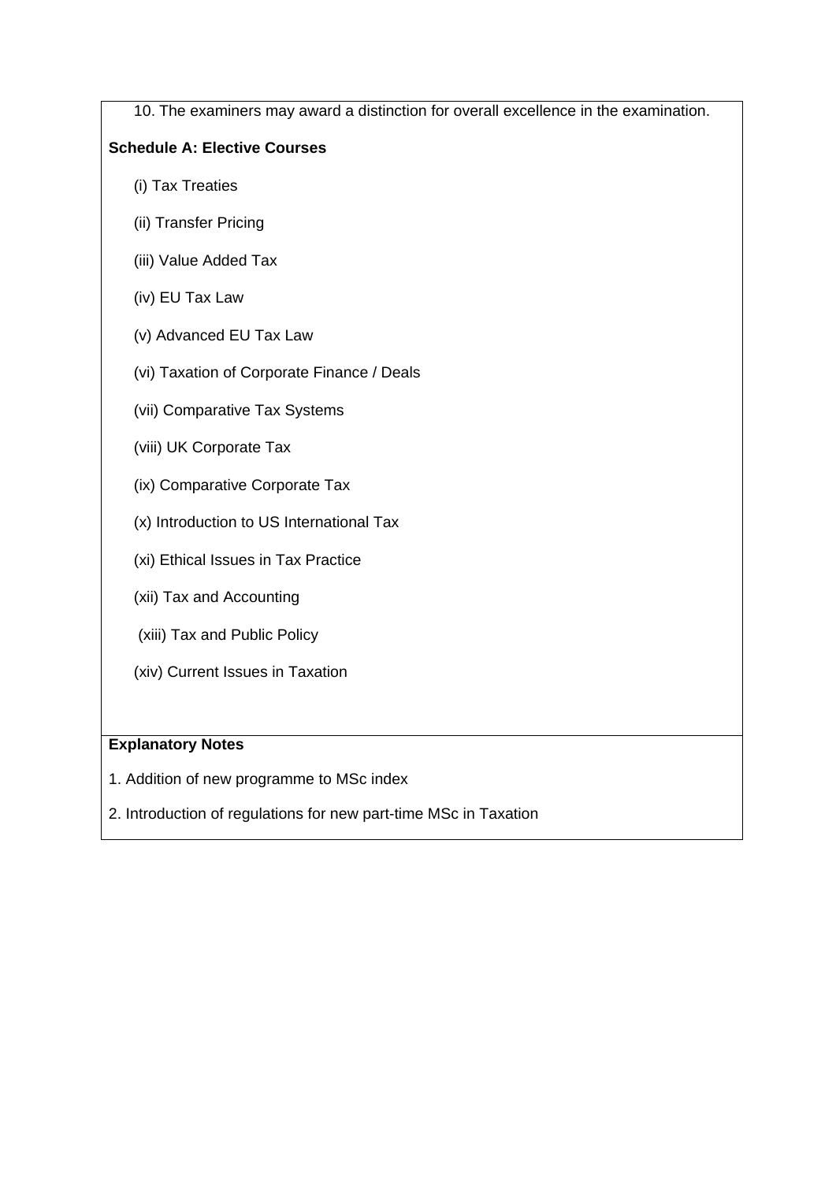10. The examiners may award a distinction for overall excellence in the examination.

**Schedule A: Elective Courses**

(i) Tax Treaties

(ii) Transfer Pricing

(iii) Value Added Tax

(iv) EU Tax Law

(v) Advanced EU Tax Law

(vi) Taxation of Corporate Finance / Deals

(vii) Comparative Tax Systems

(viii) UK Corporate Tax

(ix) Comparative Corporate Tax

(x) Introduction to US International Tax

(xi) Ethical Issues in Tax Practice

(xii) Tax and Accounting

(xiii) Tax and Public Policy

(xiv) Current Issues in Taxation

**Explanatory Notes**

1. Addition of new programme to MSc index
2. Introduction of regulations for new part-time MSc in Taxation